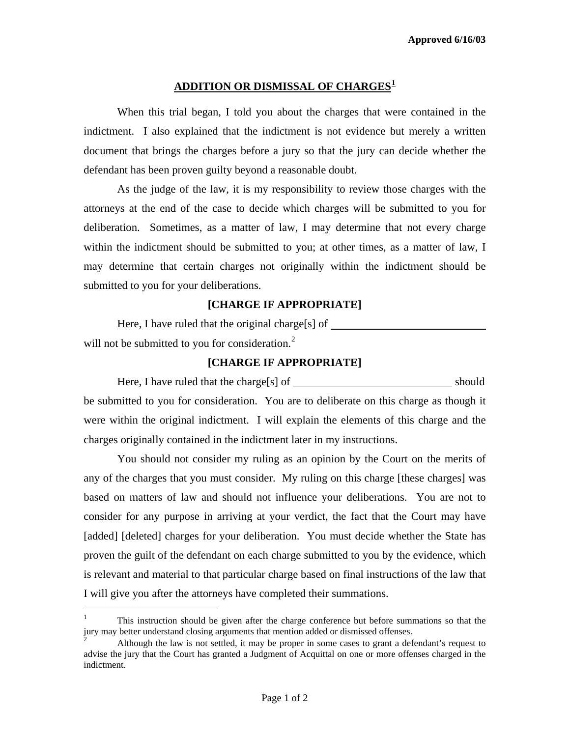Approved 6/16/03

## ADDITION OR DISMISSAL OF CHARGES[1]

When this trial began, I told you about the charges that were contained in the indictment. I also explained that the indictment is not evidence but merely a written document that brings the charges before a jury so that the jury can decide whether the defendant has been proven guilty beyond a reasonable doubt.

As the judge of the law, it is my responsibility to review those charges with the attorneys at the end of the case to decide which charges will be submitted to you for deliberation. Sometimes, as a matter of law, I may determine that not every charge within the indictment should be submitted to you; at other times, as a matter of law, I may determine that certain charges not originally within the indictment should be submitted to you for your deliberations.

**[CHARGE IF APPROPRIATE]**

Here, I have ruled that the original charge[s] of ______________________________ will not be submitted to you for consideration.[2]

**[CHARGE IF APPROPRIATE]**

Here, I have ruled that the charge[s] of ____________________________ should be submitted to you for consideration. You are to deliberate on this charge as though it were within the original indictment. I will explain the elements of this charge and the charges originally contained in the indictment later in my instructions.

You should not consider my ruling as an opinion by the Court on the merits of any of the charges that you must consider. My ruling on this charge [these charges] was based on matters of law and should not influence your deliberations. You are not to consider for any purpose in arriving at your verdict, the fact that the Court may have [added] [deleted] charges for your deliberation. You must decide whether the State has proven the guilt of the defendant on each charge submitted to you by the evidence, which is relevant and material to that particular charge based on final instructions of the law that I will give you after the attorneys have completed their summations.

---

[1] This instruction should be given after the charge conference but before summations so that the jury may better understand closing arguments that mention added or dismissed offenses.

[2] Although the law is not settled, it may be proper in some cases to grant a defendant's request to advise the jury that the Court has granted a Judgment of Acquittal on one or more offenses charged in the indictment.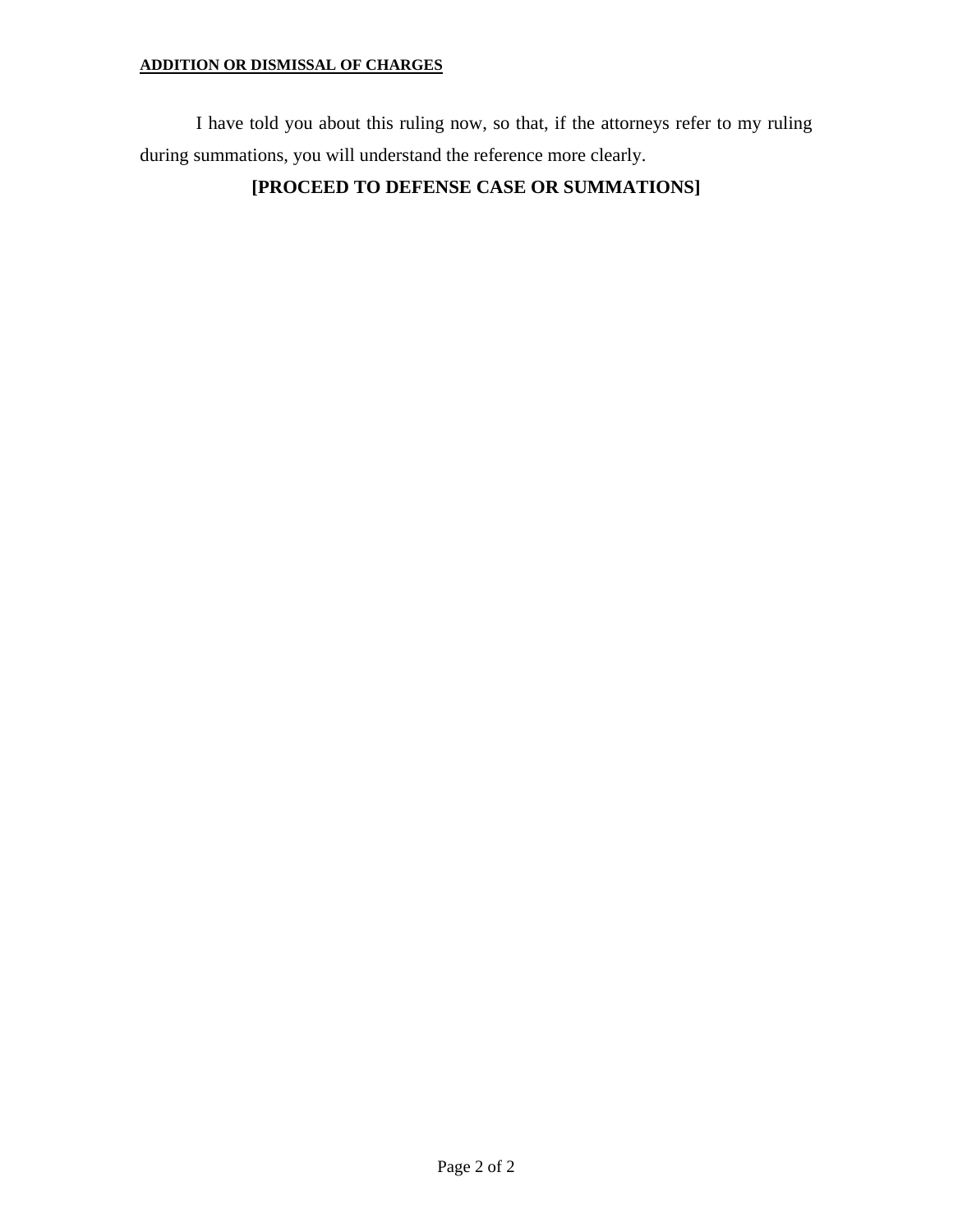I have told you about this ruling now, so that, if the attorneys refer to my ruling during summations, you will understand the reference more clearly.

**[PROCEED TO DEFENSE CASE OR SUMMATIONS]**